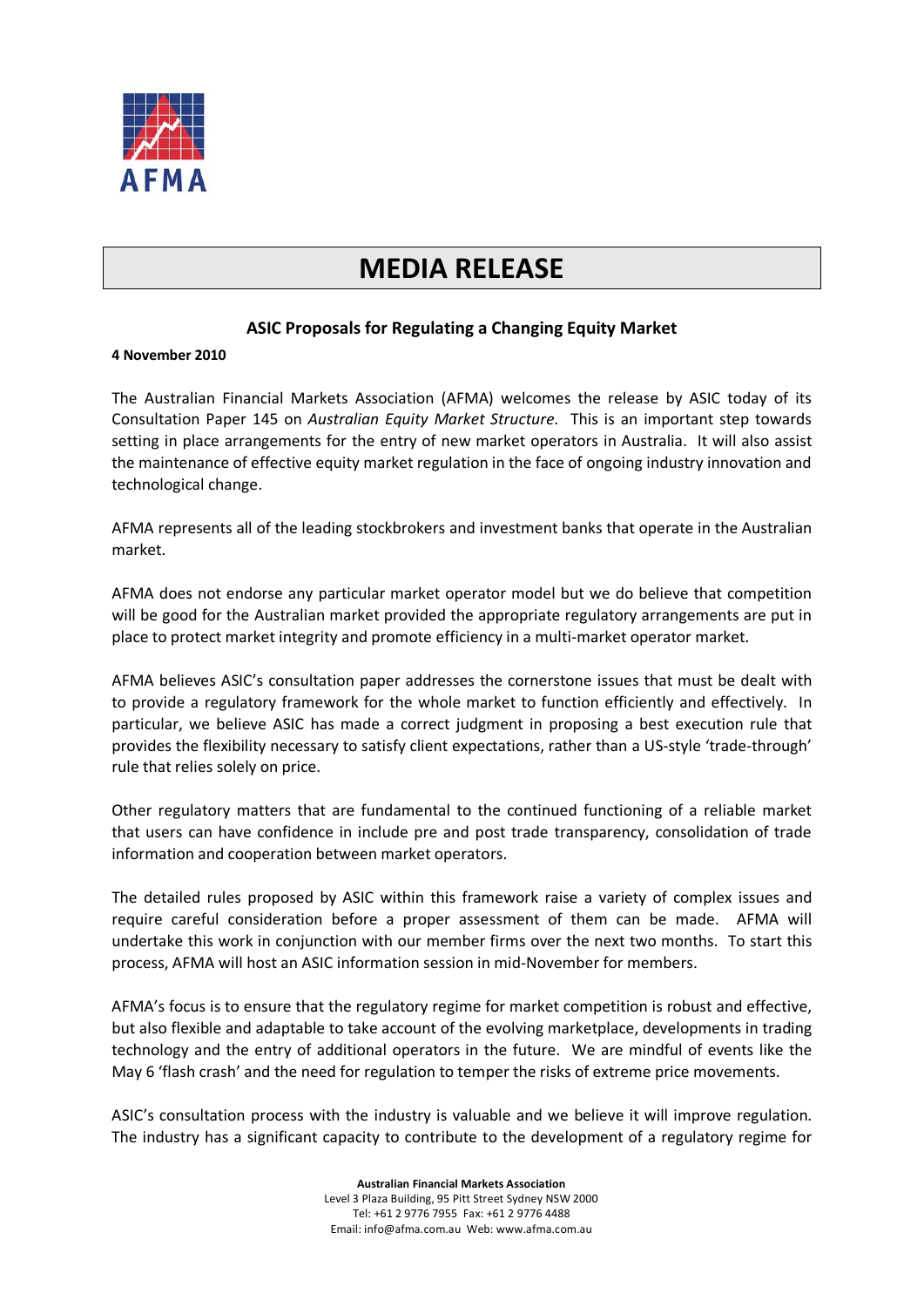AFMA

# MEDIA RELEASE

## ASIC Proposals for Regulating a Changing Equity Market

**4 November 2010**

The Australian Financial Markets Association (AFMA) welcomes the release by ASIC today of its Consultation Paper 145 on *Australian Equity Market Structure*. This is an important step towards setting in place arrangements for the entry of new market operators in Australia. It will also assist the maintenance of effective equity market regulation in the face of ongoing industry innovation and technological change.

AFMA represents all of the leading stockbrokers and investment banks that operate in the Australian market.

AFMA does not endorse any particular market operator model but we do believe that competition will be good for the Australian market provided the appropriate regulatory arrangements are put in place to protect market integrity and promote efficiency in a multi-market operator market.

AFMA believes ASIC's consultation paper addresses the cornerstone issues that must be dealt with to provide a regulatory framework for the whole market to function efficiently and effectively. In particular, we believe ASIC has made a correct judgment in proposing a best execution rule that provides the flexibility necessary to satisfy client expectations, rather than a US-style 'trade-through' rule that relies solely on price.

Other regulatory matters that are fundamental to the continued functioning of a reliable market that users can have confidence in include pre and post trade transparency, consolidation of trade information and cooperation between market operators.

The detailed rules proposed by ASIC within this framework raise a variety of complex issues and require careful consideration before a proper assessment of them can be made. AFMA will undertake this work in conjunction with our member firms over the next two months. To start this process, AFMA will host an ASIC information session in mid-November for members.

AFMA's focus is to ensure that the regulatory regime for market competition is robust and effective, but also flexible and adaptable to take account of the evolving marketplace, developments in trading technology and the entry of additional operators in the future. We are mindful of events like the May 6 'flash crash' and the need for regulation to temper the risks of extreme price movements.

ASIC's consultation process with the industry is valuable and we believe it will improve regulation. The industry has a significant capacity to contribute to the development of a regulatory regime for

**Australian Financial Markets Association**
Level 3 Plaza Building, 95 Pitt Street Sydney NSW 2000
Tel: +61 2 9776 7955 Fax: +61 2 9776 4488
Email: info@afma.com.au Web: www.afma.com.au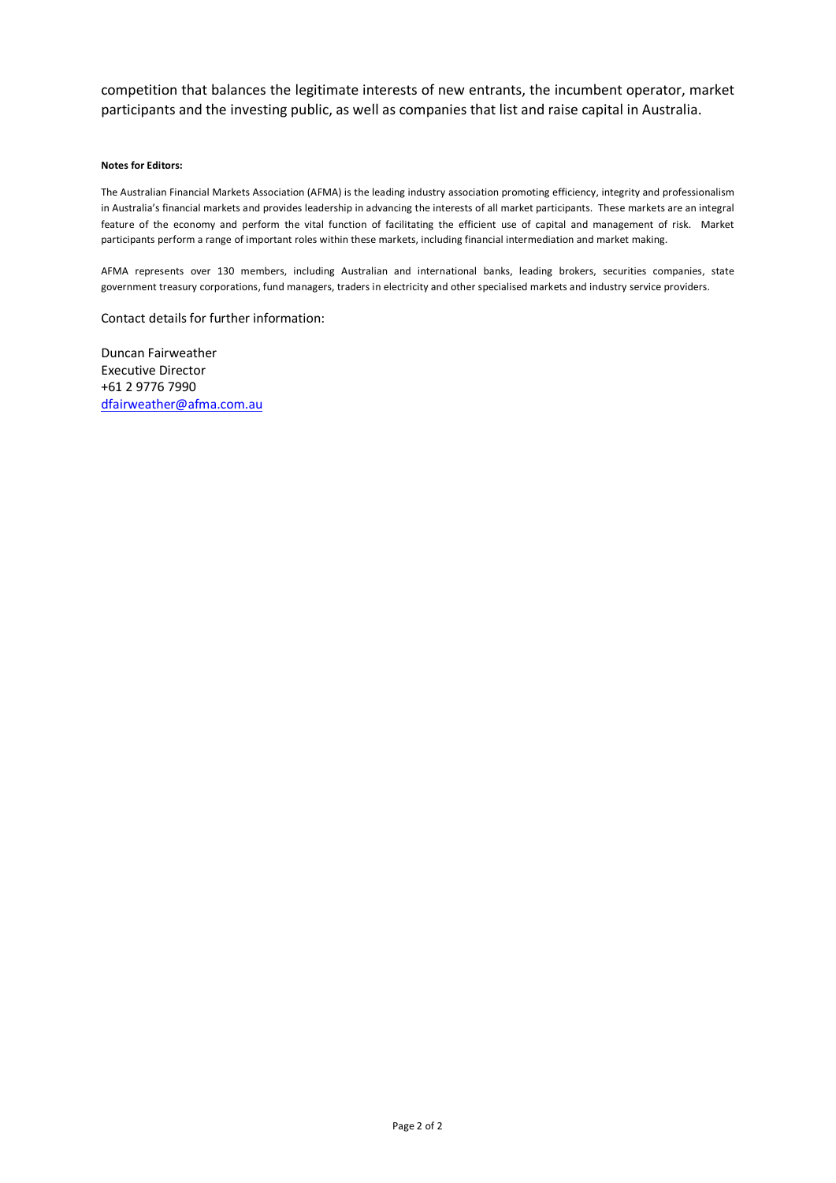competition that balances the legitimate interests of new entrants, the incumbent operator, market participants and the investing public, as well as companies that list and raise capital in Australia.

**Notes for Editors:**

The Australian Financial Markets Association (AFMA) is the leading industry association promoting efficiency, integrity and professionalism in Australia's financial markets and provides leadership in advancing the interests of all market participants. These markets are an integral feature of the economy and perform the vital function of facilitating the efficient use of capital and management of risk. Market participants perform a range of important roles within these markets, including financial intermediation and market making.

AFMA represents over 130 members, including Australian and international banks, leading brokers, securities companies, state government treasury corporations, fund managers, traders in electricity and other specialised markets and industry service providers.

Contact details for further information:

Duncan Fairweather
Executive Director
+61 2 9776 7990
dfairweather@afma.com.au